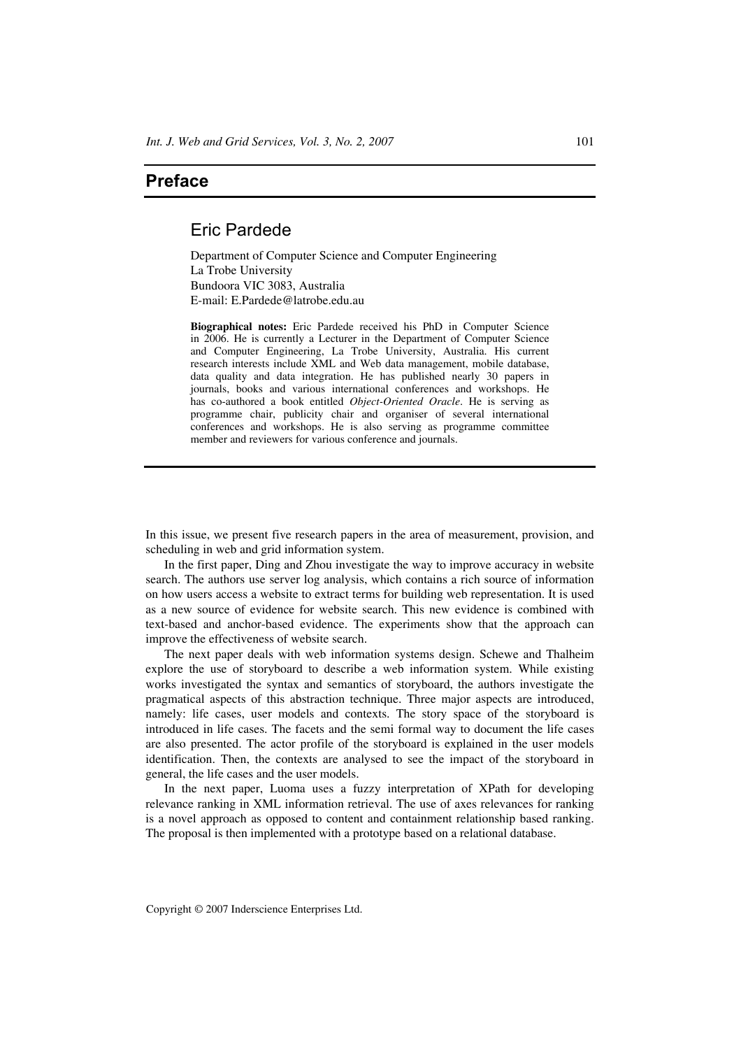# Preface

## Eric Pardede

Department of Computer Science and Computer Engineering
La Trobe University
Bundoora VIC 3083, Australia
E-mail: E.Pardede@latrobe.edu.au

**Biographical notes:** Eric Pardede received his PhD in Computer Science in 2006. He is currently a Lecturer in the Department of Computer Science and Computer Engineering, La Trobe University, Australia. His current research interests include XML and Web data management, mobile database, data quality and data integration. He has published nearly 30 papers in journals, books and various international conferences and workshops. He has co-authored a book entitled *Object-Oriented Oracle*. He is serving as programme chair, publicity chair and organiser of several international conferences and workshops. He is also serving as programme committee member and reviewers for various conference and journals.

---

In this issue, we present five research papers in the area of measurement, provision, and scheduling in web and grid information system.

In the first paper, Ding and Zhou investigate the way to improve accuracy in website search. The authors use server log analysis, which contains a rich source of information on how users access a website to extract terms for building web representation. It is used as a new source of evidence for website search. This new evidence is combined with text-based and anchor-based evidence. The experiments show that the approach can improve the effectiveness of website search.

The next paper deals with web information systems design. Schewe and Thalheim explore the use of storyboard to describe a web information system. While existing works investigated the syntax and semantics of storyboard, the authors investigate the pragmatical aspects of this abstraction technique. Three major aspects are introduced, namely: life cases, user models and contexts. The story space of the storyboard is introduced in life cases. The facets and the semi formal way to document the life cases are also presented. The actor profile of the storyboard is explained in the user models identification. Then, the contexts are analysed to see the impact of the storyboard in general, the life cases and the user models.

In the next paper, Luoma uses a fuzzy interpretation of XPath for developing relevance ranking in XML information retrieval. The use of axes relevances for ranking is a novel approach as opposed to content and containment relationship based ranking. The proposal is then implemented with a prototype based on a relational database.

Copyright © 2007 Inderscience Enterprises Ltd.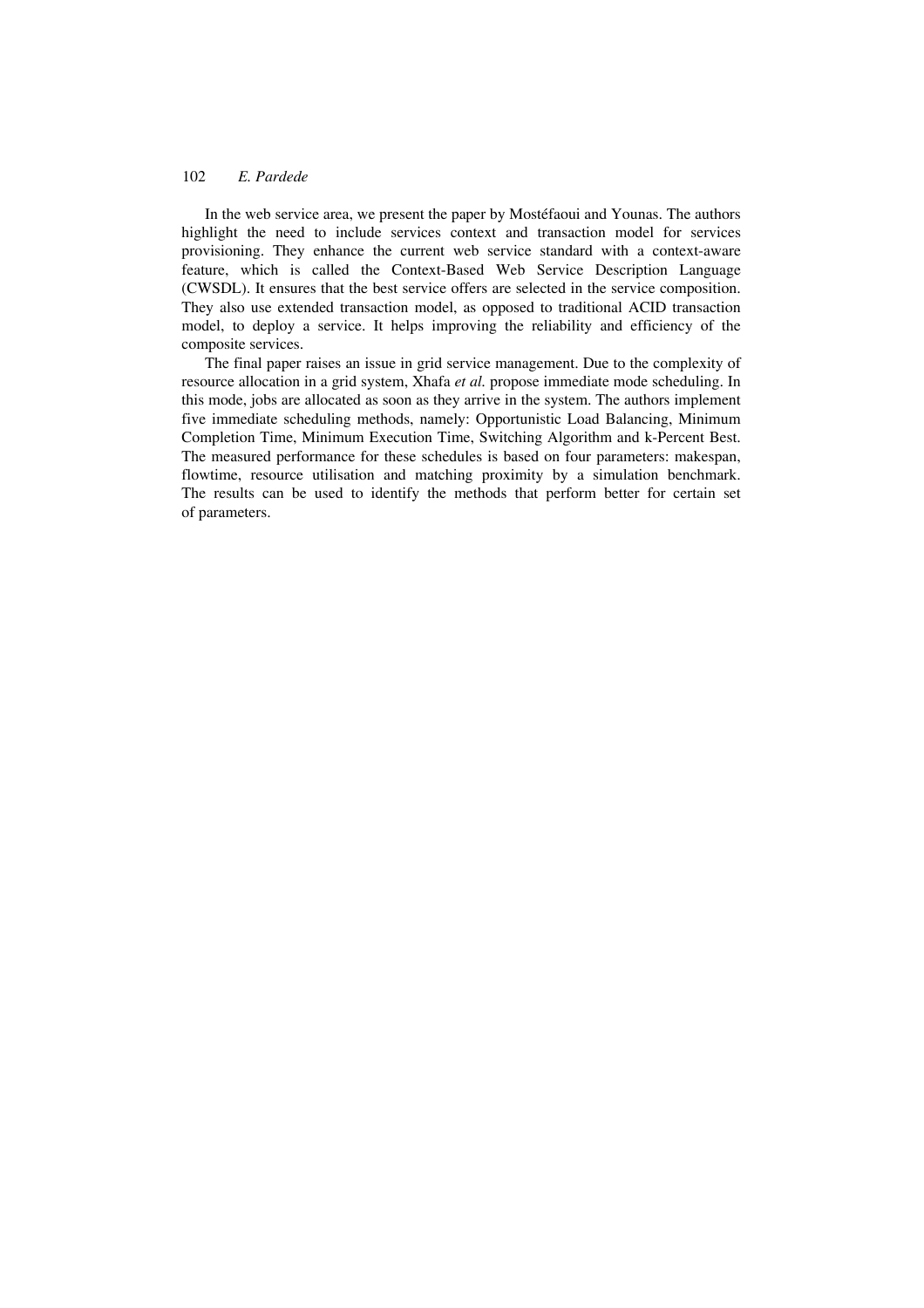In the web service area, we present the paper by Mostéfaoui and Younas. The authors highlight the need to include services context and transaction model for services provisioning. They enhance the current web service standard with a context-aware feature, which is called the Context-Based Web Service Description Language (CWSDL). It ensures that the best service offers are selected in the service composition. They also use extended transaction model, as opposed to traditional ACID transaction model, to deploy a service. It helps improving the reliability and efficiency of the composite services.

The final paper raises an issue in grid service management. Due to the complexity of resource allocation in a grid system, Xhafa *et al.* propose immediate mode scheduling. In this mode, jobs are allocated as soon as they arrive in the system. The authors implement five immediate scheduling methods, namely: Opportunistic Load Balancing, Minimum Completion Time, Minimum Execution Time, Switching Algorithm and k-Percent Best. The measured performance for these schedules is based on four parameters: makespan, flowtime, resource utilisation and matching proximity by a simulation benchmark. The results can be used to identify the methods that perform better for certain set of parameters.